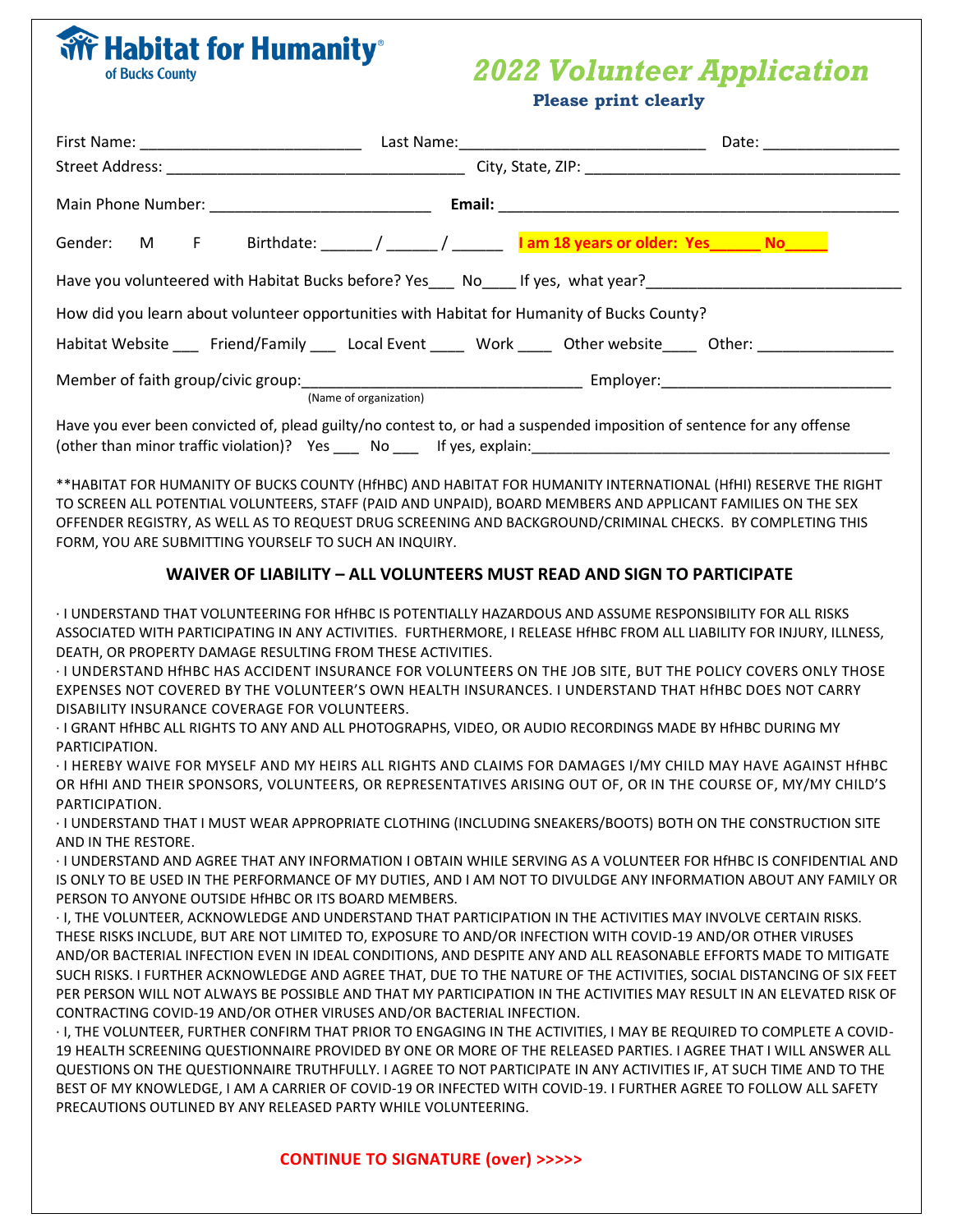**Habitat for Humanity®**
of Bucks County

# 2022 Volunteer Application

**Please print clearly**

First Name: __________________________ Last Name:_____________________________ Date: ________________

Street Address: ___________________________________ City, State, ZIP: _____________________________________

Main Phone Number: __________________________ **Email:** _______________________________________________

Gender: M F Birthdate: ______ / ______ / ______ **I am 18 years or older: Yes______ No_____**

Have you volunteered with Habitat Bucks before? Yes___ No____ If yes, what year?_____________________________

How did you learn about volunteer opportunities with Habitat for Humanity of Bucks County?

Habitat Website ___ Friend/Family ___ Local Event ____ Work ____ Other website____ Other: ________________

Member of faith group/civic group:________________________________ Employer:___________________________
(Name of organization)

Have you ever been convicted of, plead guilty/no contest to, or had a suspended imposition of sentence for any offense (other than minor traffic violation)? Yes ___ No ___ If yes, explain:____________________________________________

**HABITAT FOR HUMANITY OF BUCKS COUNTY (HfHBC) AND HABITAT FOR HUMANITY INTERNATIONAL (HfHI) RESERVE THE RIGHT TO SCREEN ALL POTENTIAL VOLUNTEERS, STAFF (PAID AND UNPAID), BOARD MEMBERS AND APPLICANT FAMILIES ON THE SEX OFFENDER REGISTRY, AS WELL AS TO REQUEST DRUG SCREENING AND BACKGROUND/CRIMINAL CHECKS. BY COMPLETING THIS FORM, YOU ARE SUBMITTING YOURSELF TO SUCH AN INQUIRY.

## WAIVER OF LIABILITY – ALL VOLUNTEERS MUST READ AND SIGN TO PARTICIPATE

· I UNDERSTAND THAT VOLUNTEERING FOR HfHBC IS POTENTIALLY HAZARDOUS AND ASSUME RESPONSIBILITY FOR ALL RISKS ASSOCIATED WITH PARTICIPATING IN ANY ACTIVITIES. FURTHERMORE, I RELEASE HfHBC FROM ALL LIABILITY FOR INJURY, ILLNESS, DEATH, OR PROPERTY DAMAGE RESULTING FROM THESE ACTIVITIES.

· I UNDERSTAND HfHBC HAS ACCIDENT INSURANCE FOR VOLUNTEERS ON THE JOB SITE, BUT THE POLICY COVERS ONLY THOSE EXPENSES NOT COVERED BY THE VOLUNTEER'S OWN HEALTH INSURANCES. I UNDERSTAND THAT HfHBC DOES NOT CARRY DISABILITY INSURANCE COVERAGE FOR VOLUNTEERS.

· I GRANT HfHBC ALL RIGHTS TO ANY AND ALL PHOTOGRAPHS, VIDEO, OR AUDIO RECORDINGS MADE BY HfHBC DURING MY PARTICIPATION.

· I HEREBY WAIVE FOR MYSELF AND MY HEIRS ALL RIGHTS AND CLAIMS FOR DAMAGES I/MY CHILD MAY HAVE AGAINST HfHBC OR HfHI AND THEIR SPONSORS, VOLUNTEERS, OR REPRESENTATIVES ARISING OUT OF, OR IN THE COURSE OF, MY/MY CHILD'S PARTICIPATION.

· I UNDERSTAND THAT I MUST WEAR APPROPRIATE CLOTHING (INCLUDING SNEAKERS/BOOTS) BOTH ON THE CONSTRUCTION SITE AND IN THE RESTORE.

· I UNDERSTAND AND AGREE THAT ANY INFORMATION I OBTAIN WHILE SERVING AS A VOLUNTEER FOR HfHBC IS CONFIDENTIAL AND IS ONLY TO BE USED IN THE PERFORMANCE OF MY DUTIES, AND I AM NOT TO DIVULDGE ANY INFORMATION ABOUT ANY FAMILY OR PERSON TO ANYONE OUTSIDE HfHBC OR ITS BOARD MEMBERS.

· I, THE VOLUNTEER, ACKNOWLEDGE AND UNDERSTAND THAT PARTICIPATION IN THE ACTIVITIES MAY INVOLVE CERTAIN RISKS. THESE RISKS INCLUDE, BUT ARE NOT LIMITED TO, EXPOSURE TO AND/OR INFECTION WITH COVID-19 AND/OR OTHER VIRUSES AND/OR BACTERIAL INFECTION EVEN IN IDEAL CONDITIONS, AND DESPITE ANY AND ALL REASONABLE EFFORTS MADE TO MITIGATE SUCH RISKS. I FURTHER ACKNOWLEDGE AND AGREE THAT, DUE TO THE NATURE OF THE ACTIVITIES, SOCIAL DISTANCING OF SIX FEET PER PERSON WILL NOT ALWAYS BE POSSIBLE AND THAT MY PARTICIPATION IN THE ACTIVITIES MAY RESULT IN AN ELEVATED RISK OF CONTRACTING COVID-19 AND/OR OTHER VIRUSES AND/OR BACTERIAL INFECTION.

· I, THE VOLUNTEER, FURTHER CONFIRM THAT PRIOR TO ENGAGING IN THE ACTIVITIES, I MAY BE REQUIRED TO COMPLETE A COVID-19 HEALTH SCREENING QUESTIONNAIRE PROVIDED BY ONE OR MORE OF THE RELEASED PARTIES. I AGREE THAT I WILL ANSWER ALL QUESTIONS ON THE QUESTIONNAIRE TRUTHFULLY. I AGREE TO NOT PARTICIPATE IN ANY ACTIVITIES IF, AT SUCH TIME AND TO THE BEST OF MY KNOWLEDGE, I AM A CARRIER OF COVID-19 OR INFECTED WITH COVID-19. I FURTHER AGREE TO FOLLOW ALL SAFETY PRECAUTIONS OUTLINED BY ANY RELEASED PARTY WHILE VOLUNTEERING.

**CONTINUE TO SIGNATURE (over) >>>>>**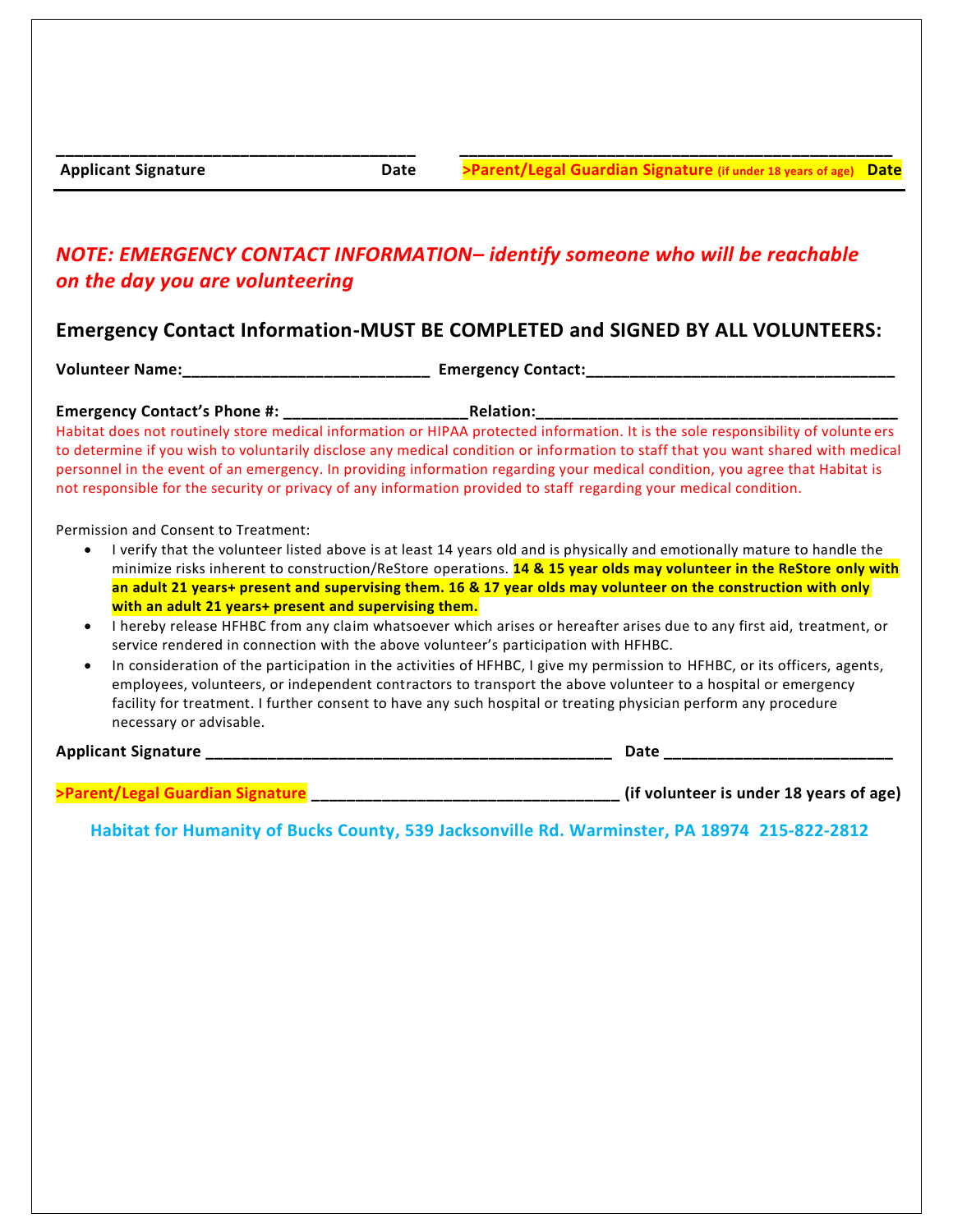\_\_\_\_\_\_\_\_\_\_\_\_\_\_\_\_\_\_\_\_\_\_\_\_\_\_\_\_\_\_\_\_\_\_\_\_\_\_\_\_ \_\_\_\_\_\_\_\_\_\_\_\_\_\_\_\_\_\_\_\_\_\_\_\_\_\_\_\_\_\_\_\_\_\_\_\_\_\_\_\_\_\_\_\_\_\_

**Applicant Signature Date** **>Parent/Legal Guardian Signature** (if under 18 years of age) **Date**

***NOTE: EMERGENCY CONTACT INFORMATION– identify someone who will be reachable on the day you are volunteering***

## Emergency Contact Information-MUST BE COMPLETED and SIGNED BY ALL VOLUNTEERS:

**Volunteer Name:**\_\_\_\_\_\_\_\_\_\_\_\_\_\_\_\_\_\_\_\_\_\_\_\_\_\_\_\_ **Emergency Contact:**\_\_\_\_\_\_\_\_\_\_\_\_\_\_\_\_\_\_\_\_\_\_\_\_\_\_\_\_\_\_\_\_\_\_\_

**Emergency Contact's Phone #:** \_\_\_\_\_\_\_\_\_\_\_\_\_\_\_\_\_\_\_\_\_**Relation:**\_\_\_\_\_\_\_\_\_\_\_\_\_\_\_\_\_\_\_\_\_\_\_\_\_\_\_\_\_\_\_\_\_\_\_\_\_\_\_\_\_\_

Habitat does not routinely store medical information or HIPAA protected information. It is the sole responsibility of volunteers to determine if you wish to voluntarily disclose any medical condition or information to staff that you want shared with medical personnel in the event of an emergency. In providing information regarding your medical condition, you agree that Habitat is not responsible for the security or privacy of any information provided to staff regarding your medical condition.

Permission and Consent to Treatment:

- I verify that the volunteer listed above is at least 14 years old and is physically and emotionally mature to handle the minimize risks inherent to construction/ReStore operations. **14 & 15 year olds may volunteer in the ReStore only with an adult 21 years+ present and supervising them. 16 & 17 year olds may volunteer on the construction with only with an adult 21 years+ present and supervising them.**
- I hereby release HFHBC from any claim whatsoever which arises or hereafter arises due to any first aid, treatment, or service rendered in connection with the above volunteer's participation with HFHBC.
- In consideration of the participation in the activities of HFHBC, I give my permission to HFHBC, or its officers, agents, employees, volunteers, or independent contractors to transport the above volunteer to a hospital or emergency facility for treatment. I further consent to have any such hospital or treating physician perform any procedure necessary or advisable.

**Applicant Signature** \_\_\_\_\_\_\_\_\_\_\_\_\_\_\_\_\_\_\_\_\_\_\_\_\_\_\_\_\_\_\_\_\_\_\_\_\_\_\_\_\_\_\_\_\_\_ **Date** \_\_\_\_\_\_\_\_\_\_\_\_\_\_\_\_\_\_\_\_\_\_\_\_\_\_

**>Parent/Legal Guardian Signature** \_\_\_\_\_\_\_\_\_\_\_\_\_\_\_\_\_\_\_\_\_\_\_\_\_\_\_\_\_\_\_\_\_\_\_ **(if volunteer is under 18 years of age)**

**Habitat for Humanity of Bucks County, 539 Jacksonville Rd. Warminster, PA 18974 215-822-2812**